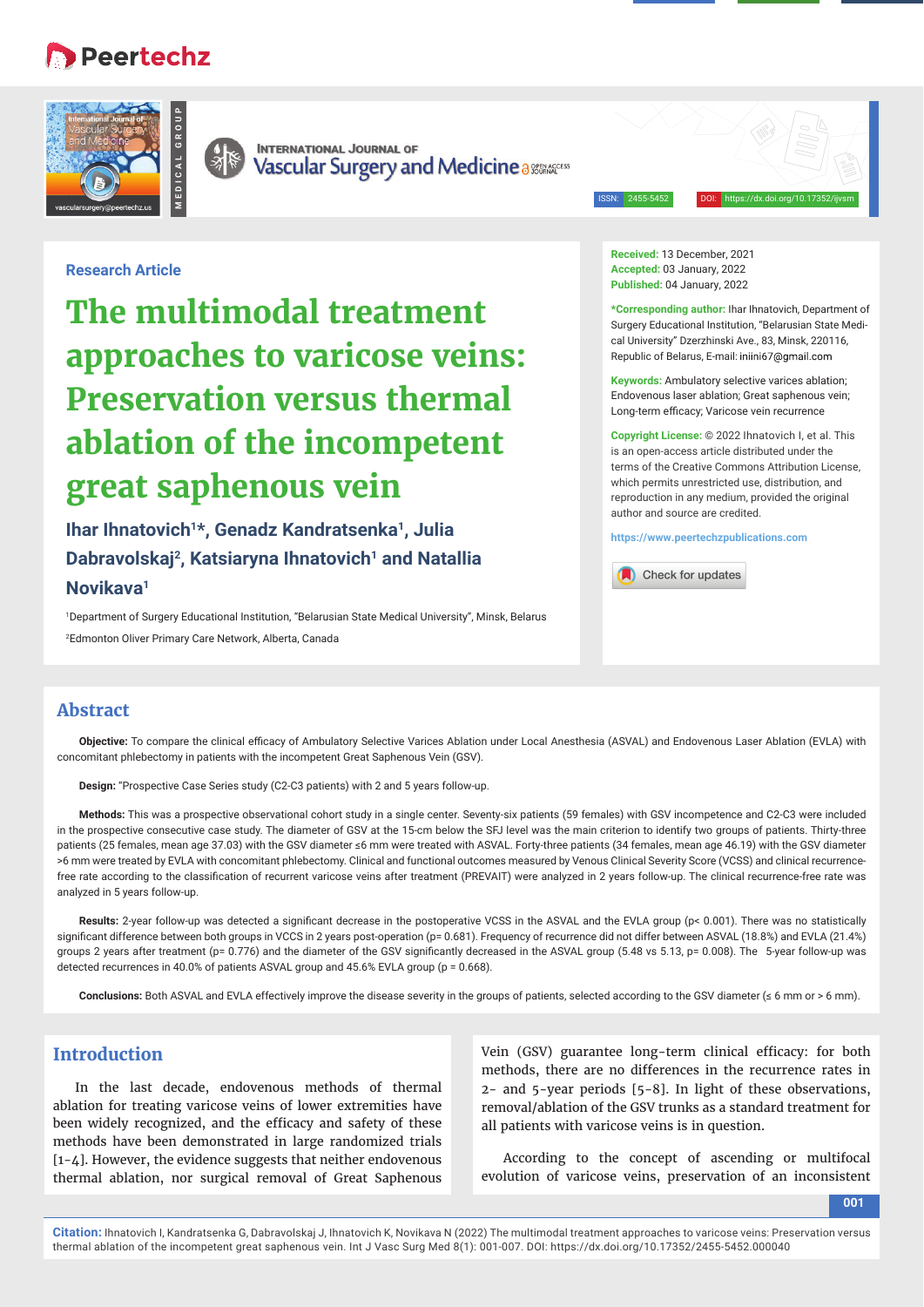Research Article

# The multimodal treatment approaches to varicose veins: Preservation versus thermal ablation of the incompetent great saphenous vein

**Ihar Ihnatovich[1]*, Genadz Kandratsenka[1], Julia Dabravolskaj[2], Katsiaryna Ihnatovich[1] and Natallia Novikava[1]**

[1]Department of Surgery Educational Institution, "Belarusian State Medical University", Minsk, Belarus

[2]Edmonton Oliver Primary Care Network, Alberta, Canada

**Received:** 13 December, 2021
**Accepted:** 03 January, 2022
**Published:** 04 January, 2022

**\*Corresponding author:** Ihar Ihnatovich, Department of Surgery Educational Institution, "Belarusian State Medical University" Dzerzhinski Ave., 83, Minsk, 220116, Republic of Belarus, E-mail: iniini67@gmail.com

**Keywords:** Ambulatory selective varices ablation; Endovenous laser ablation; Great saphenous vein; Long-term efficacy; Varicose vein recurrence

**Copyright License:** © 2022 Ihnatovich I, et al. This is an open-access article distributed under the terms of the Creative Commons Attribution License, which permits unrestricted use, distribution, and reproduction in any medium, provided the original author and source are credited.

https://www.peertechzpublications.com

## Abstract

**Objective:** To compare the clinical efficacy of Ambulatory Selective Varices Ablation under Local Anesthesia (ASVAL) and Endovenous Laser Ablation (EVLA) with concomitant phlebectomy in patients with the incompetent Great Saphenous Vein (GSV).

**Design:** "Prospective Case Series study (C2-C3 patients) with 2 and 5 years follow-up.

**Methods:** This was a prospective observational cohort study in a single center. Seventy-six patients (59 females) with GSV incompetence and C2-C3 were included in the prospective consecutive case study. The diameter of GSV at the 15-cm below the SFJ level was the main criterion to identify two groups of patients. Thirty-three patients (25 females, mean age 37.03) with the GSV diameter ≤6 mm were treated with ASVAL. Forty-three patients (34 females, mean age 46.19) with the GSV diameter >6 mm were treated by EVLA with concomitant phlebectomy. Clinical and functional outcomes measured by Venous Clinical Severity Score (VCSS) and clinical recurrence-free rate according to the classification of recurrent varicose veins after treatment (PREVAIT) were analyzed in 2 years follow-up. The clinical recurrence-free rate was analyzed in 5 years follow-up.

**Results:** 2-year follow-up was detected a significant decrease in the postoperative VCSS in the ASVAL and the EVLA group ($p < 0.001$). There was no statistically significant difference between both groups in VCCS in 2 years post-operation ($p = 0.681$). Frequency of recurrence did not differ between ASVAL (18.8%) and EVLA (21.4%) groups 2 years after treatment ($p = 0.776$) and the diameter of the GSV significantly decreased in the ASVAL group (5.48 vs 5.13, $p = 0.008$). The 5-year follow-up was detected recurrences in 40.0% of patients ASVAL group and 45.6% EVLA group ($p = 0.668$).

**Conclusions:** Both ASVAL and EVLA effectively improve the disease severity in the groups of patients, selected according to the GSV diameter (≤ 6 mm or > 6 mm).

## Introduction

In the last decade, endovenous methods of thermal ablation for treating varicose veins of lower extremities have been widely recognized, and the efficacy and safety of these methods have been demonstrated in large randomized trials [1-4]. However, the evidence suggests that neither endovenous thermal ablation, nor surgical removal of Great Saphenous Vein (GSV) guarantee long-term clinical efficacy: for both methods, there are no differences in the recurrence rates in 2- and 5-year periods [5-8]. In light of these observations, removal/ablation of the GSV trunks as a standard treatment for all patients with varicose veins is in question.

According to the concept of ascending or multifocal evolution of varicose veins, preservation of an inconsistent

**Citation:** Ihnatovich I, Kandratsenka G, Dabravolskaj J, Ihnatovich K, Novikava N (2022) The multimodal treatment approaches to varicose veins: Preservation versus thermal ablation of the incompetent great saphenous vein. Int J Vasc Surg Med 8(1): 001-007. DOI: https://dx.doi.org/10.17352/2455-5452.000040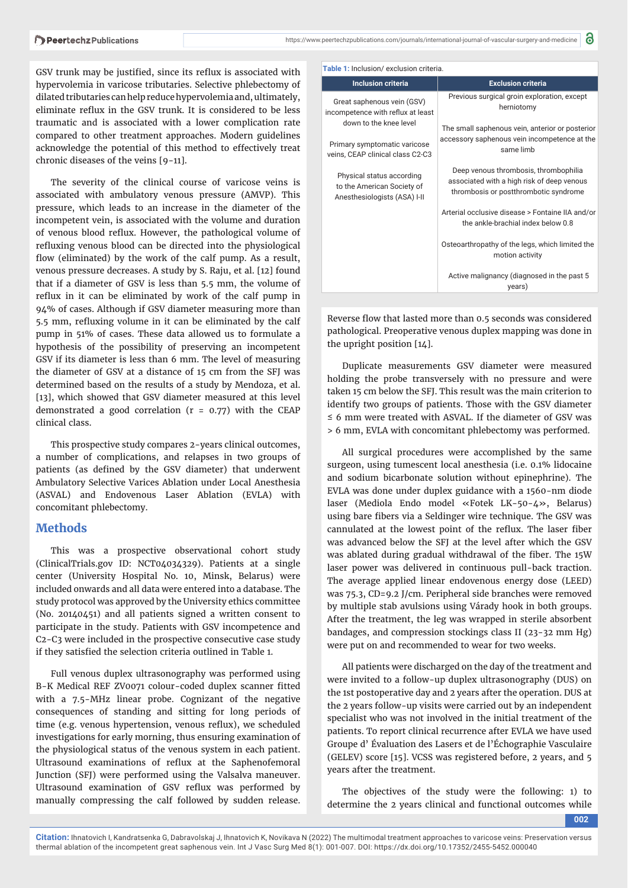GSV trunk may be justified, since its reflux is associated with hypervolemia in varicose tributaries. Selective phlebectomy of dilated tributaries can help reduce hypervolemia and, ultimately, eliminate reflux in the GSV trunk. It is considered to be less traumatic and is associated with a lower complication rate compared to other treatment approaches. Modern guidelines acknowledge the potential of this method to effectively treat chronic diseases of the veins [9-11].

The severity of the clinical course of varicose veins is associated with ambulatory venous pressure (AMVP). This pressure, which leads to an increase in the diameter of the incompetent vein, is associated with the volume and duration of venous blood reflux. However, the pathological volume of refluxing venous blood can be directed into the physiological flow (eliminated) by the work of the calf pump. As a result, venous pressure decreases. A study by S. Raju, et al. [12] found that if a diameter of GSV is less than 5.5 mm, the volume of reflux in it can be eliminated by work of the calf pump in 94% of cases. Although if GSV diameter measuring more than 5.5 mm, refluxing volume in it can be eliminated by the calf pump in 51% of cases. These data allowed us to formulate a hypothesis of the possibility of preserving an incompetent GSV if its diameter is less than 6 mm. The level of measuring the diameter of GSV at a distance of 15 cm from the SFJ was determined based on the results of a study by Mendoza, et al. [13], which showed that GSV diameter measured at this level demonstrated a good correlation (r = 0.77) with the CEAP clinical class.

This prospective study compares 2-years clinical outcomes, a number of complications, and relapses in two groups of patients (as defined by the GSV diameter) that underwent Ambulatory Selective Varices Ablation under Local Anesthesia (ASVAL) and Endovenous Laser Ablation (EVLA) with concomitant phlebectomy.

## Methods

This was a prospective observational cohort study (ClinicalTrials.gov ID: NCT04034329). Patients at a single center (University Hospital No. 10, Minsk, Belarus) were included onwards and all data were entered into a database. The study protocol was approved by the University ethics committee (No. 20140451) and all patients signed a written consent to participate in the study. Patients with GSV incompetence and C2-C3 were included in the prospective consecutive case study if they satisfied the selection criteria outlined in Table 1.

Full venous duplex ultrasonography was performed using B-K Medical REF ZV0071 colour-coded duplex scanner fitted with a 7.5-MHz linear probe. Cognizant of the negative consequences of standing and sitting for long periods of time (e.g. venous hypertension, venous reflux), we scheduled investigations for early morning, thus ensuring examination of the physiological status of the venous system in each patient. Ultrasound examinations of reflux at the Saphenofemoral Junction (SFJ) were performed using the Valsalva maneuver. Ultrasound examination of GSV reflux was performed by manually compressing the calf followed by sudden release.

**Table 1:** Inclusion/ exclusion criteria.

| Inclusion criteria | Exclusion criteria |
|---|---|
| Great saphenous vein (GSV) incompetence with reflux at least down to the knee level | Previous surgical groin exploration, except herniotomy |
| Primary symptomatic varicose veins, CEAP clinical class C2-C3 | The small saphenous vein, anterior or posterior accessory saphenous vein incompetence at the same limb |
| Physical status according to the American Society of Anesthesiologists (ASA) I-II | Deep venous thrombosis, thrombophilia associated with a high risk of deep venous thrombosis or postthrombotic syndrome |
| | Arterial occlusive disease > Fontaine IIA and/or the ankle-brachial index below 0.8 |
| | Osteoarthropathy of the legs, which limited the motion activity |
| | Active malignancy (diagnosed in the past 5 years) |

Reverse flow that lasted more than 0.5 seconds was considered pathological. Preoperative venous duplex mapping was done in the upright position [14].

Duplicate measurements GSV diameter were measured holding the probe transversely with no pressure and were taken 15 cm below the SFJ. This result was the main criterion to identify two groups of patients. Those with the GSV diameter ≤ 6 mm were treated with ASVAL. If the diameter of GSV was > 6 mm, EVLA with concomitant phlebectomy was performed.

All surgical procedures were accomplished by the same surgeon, using tumescent local anesthesia (i.e. 0.1% lidocaine and sodium bicarbonate solution without epinephrine). The EVLA was done under duplex guidance with a 1560-nm diode laser (Mediola Endo model «Fotek LK-50-4», Belarus) using bare fibers via a Seldinger wire technique. The GSV was cannulated at the lowest point of the reflux. The laser fiber was advanced below the SFJ at the level after which the GSV was ablated during gradual withdrawal of the fiber. The 15W laser power was delivered in continuous pull-back traction. The average applied linear endovenous energy dose (LEED) was 75.3, CD=9.2 J/cm. Peripheral side branches were removed by multiple stab avulsions using Várady hook in both groups. After the treatment, the leg was wrapped in sterile absorbent bandages, and compression stockings class II (23-32 mm Hg) were put on and recommended to wear for two weeks.

All patients were discharged on the day of the treatment and were invited to a follow-up duplex ultrasonography (DUS) on the 1st postoperative day and 2 years after the operation. DUS at the 2 years follow-up visits were carried out by an independent specialist who was not involved in the initial treatment of the patients. To report clinical recurrence after EVLA we have used Groupe d' Évaluation des Lasers et de l'Échographie Vasculaire (GELEV) score [15]. VCSS was registered before, 2 years, and 5 years after the treatment.

The objectives of the study were the following: 1) to determine the 2 years clinical and functional outcomes while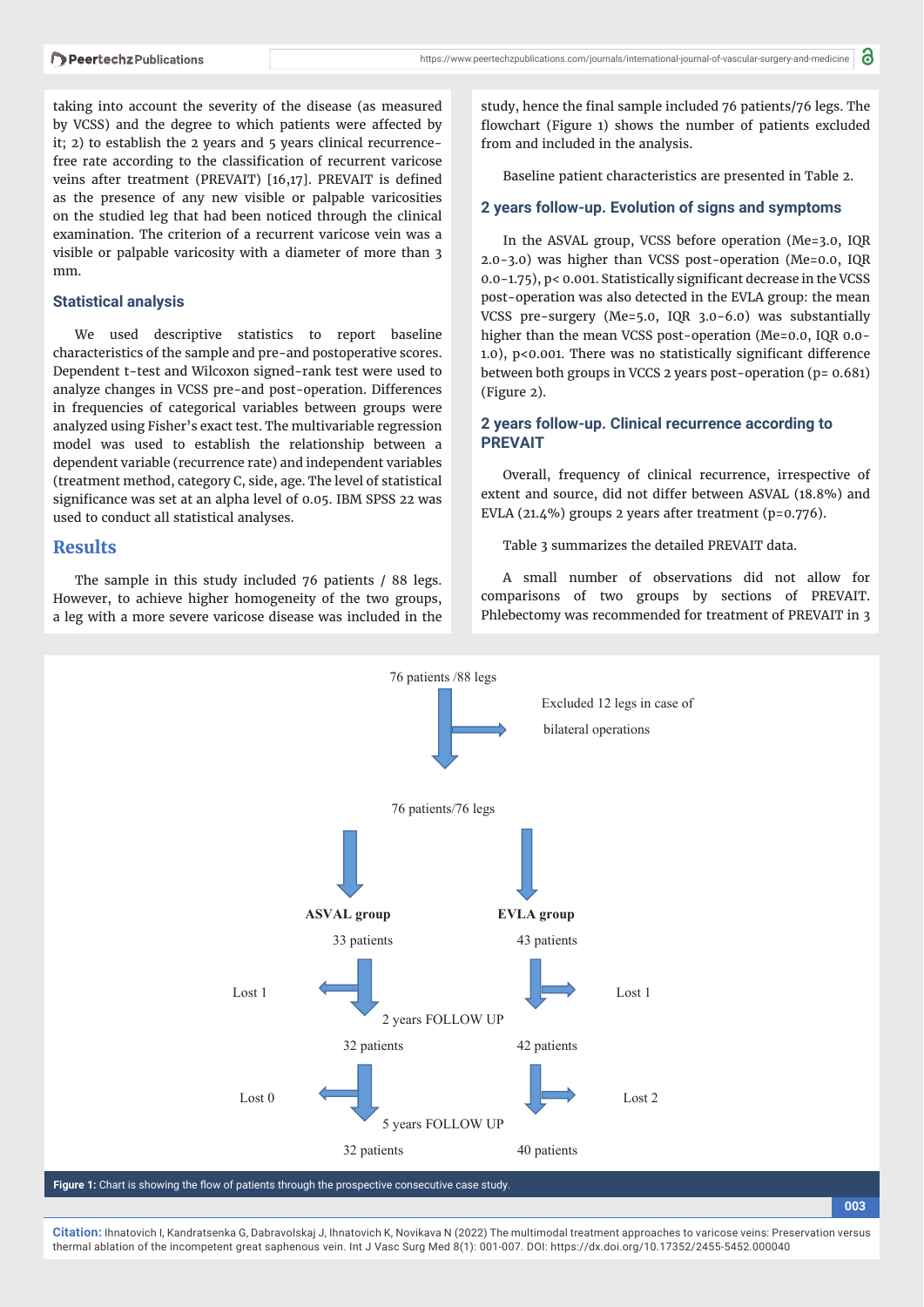taking into account the severity of the disease (as measured by VCSS) and the degree to which patients were affected by it; 2) to establish the 2 years and 5 years clinical recurrence-free rate according to the classification of recurrent varicose veins after treatment (PREVAIT) [16,17]. PREVAIT is defined as the presence of any new visible or palpable varicosities on the studied leg that had been noticed through the clinical examination. The criterion of a recurrent varicose vein was a visible or palpable varicosity with a diameter of more than 3 mm.

### Statistical analysis

We used descriptive statistics to report baseline characteristics of the sample and pre-and postoperative scores. Dependent t-test and Wilcoxon signed-rank test were used to analyze changes in VCSS pre-and post-operation. Differences in frequencies of categorical variables between groups were analyzed using Fisher's exact test. The multivariable regression model was used to establish the relationship between a dependent variable (recurrence rate) and independent variables (treatment method, category C, side, age. The level of statistical significance was set at an alpha level of 0.05. IBM SPSS 22 was used to conduct all statistical analyses.

## Results

The sample in this study included 76 patients / 88 legs. However, to achieve higher homogeneity of the two groups, a leg with a more severe varicose disease was included in the study, hence the final sample included 76 patients/76 legs. The flowchart (Figure 1) shows the number of patients excluded from and included in the analysis.

Baseline patient characteristics are presented in Table 2.

### 2 years follow-up. Evolution of signs and symptoms

In the ASVAL group, VCSS before operation (Me=3.0, IQR 2.0-3.0) was higher than VCSS post-operation (Me=0.0, IQR 0.0-1.75), p< 0.001. Statistically significant decrease in the VCSS post-operation was also detected in the EVLA group: the mean VCSS pre-surgery (Me=5.0, IQR 3.0-6.0) was substantially higher than the mean VCSS post-operation (Me=0.0, IQR 0.0-1.0), p<0.001. There was no statistically significant difference between both groups in VCCS 2 years post-operation (p= 0.681) (Figure 2).

### 2 years follow-up. Clinical recurrence according to PREVAIT

Overall, frequency of clinical recurrence, irrespective of extent and source, did not differ between ASVAL (18.8%) and EVLA (21.4%) groups 2 years after treatment (p=0.776).

Table 3 summarizes the detailed PREVAIT data.

A small number of observations did not allow for comparisons of two groups by sections of PREVAIT. Phlebectomy was recommended for treatment of PREVAIT in 3

76 patients /88 legs

Excluded 12 legs in case of bilateral operations

76 patients/76 legs

ASVAL group — 33 patients

EVLA group — 43 patients

Lost 1 — 2 years FOLLOW UP — Lost 1

32 patients — 42 patients

Lost 0 — 5 years FOLLOW UP — Lost 2

32 patients — 40 patients

**Figure 1:** Chart is showing the flow of patients through the prospective consecutive case study.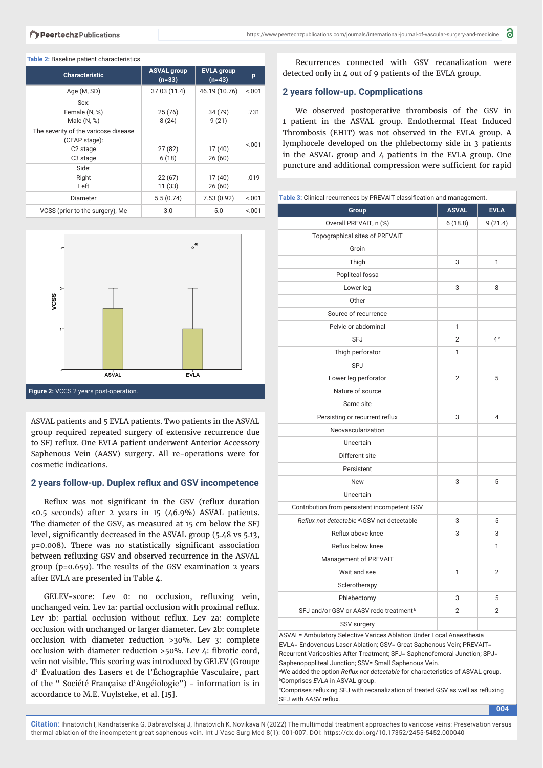**Table 2:** Baseline patient characteristics.

| Characteristic | ASVAL group (n=33) | EVLA group (n=43) | p |
|---|---|---|---|
| Age (M, SD) | 37.03 (11.4) | 46.19 (10.76) | <.001 |
| Sex:<br>Female (N, %)<br>Male (N, %) | <br>25 (76)<br>8 (24) | <br>34 (79)<br>9 (21) | .731 |
| The severity of the varicose disease (CEAP stage):<br>C2 stage<br>C3 stage | <br>27 (82)<br>6 (18) | <br>17 (40)<br>26 (60) | <.001 |
| Side:<br>Right<br>Left | <br>22 (67)<br>11 (33) | <br>17 (40)<br>26 (60) | .019 |
| Diameter | 5.5 (0.74) | 7.53 (0.92) | <.001 |
| VCSS (prior to the surgery), Me | 3.0 | 5.0 | <.001 |

**Figure 2:** VCCS 2 years post-operation.

ASVAL patients and 5 EVLA patients. Two patients in the ASVAL group required repeated surgery of extensive recurrence due to SFJ reflux. One EVLA patient underwent Anterior Accessory Saphenous Vein (AASV) surgery. All re-operations were for cosmetic indications.

## 2 years follow-up. Duplex reflux and GSV incompetence

Reflux was not significant in the GSV (reflux duration <0.5 seconds) after 2 years in 15 (46.9%) ASVAL patients. The diameter of the GSV, as measured at 15 cm below the SFJ level, significantly decreased in the ASVAL group (5.48 vs 5.13, p=0.008). There was no statistically significant association between refluxing GSV and observed recurrence in the ASVAL group (p=0.659). The results of the GSV examination 2 years after EVLA are presented in Table 4.

GELEV-score: Lev 0: no occlusion, refluxing vein, unchanged vein. Lev 1a: partial occlusion with proximal reflux. Lev 1b: partial occlusion without reflux. Lev 2a: complete occlusion with unchanged or larger diameter. Lev 2b: complete occlusion with diameter reduction >30%. Lev 3: complete occlusion with diameter reduction >50%. Lev 4: fibrotic cord, vein not visible. This scoring was introduced by GELEV (Groupe d' Évaluation des Lasers et de l'Échographie Vasculaire, part of the " Société Française d'Angéiologie") - information is in accordance to M.E. Vuylsteke, et al. [15].

Recurrences connected with GSV recanalization were detected only in 4 out of 9 patients of the EVLA group.

## 2 years follow-up. Copmplications

We observed postoperative thrombosis of the GSV in 1 patient in the ASVAL group. Endothermal Heat Induced Thrombosis (EHIT) was not observed in the EVLA group. A lymphocele developed on the phlebectomy side in 3 patients in the ASVAL group and 4 patients in the EVLA group. One puncture and additional compression were sufficient for rapid

**Table 3:** Clinical recurrences by PREVAIT classification and management.

| Group | ASVAL | EVLA |
|---|---|---|
| Overall PREVAIT, n (%) | 6 (18.8) | 9 (21.4) |
| Topographical sites of PREVAIT | | |
| Groin | | |
| Thigh | 3 | 1 |
| Popliteal fossa | | |
| Lower leg | 3 | 8 |
| Other | | |
| Source of recurrence | | |
| Pelvic or abdominal | 1 | |
| SFJ | 2 | 4[c] |
| Thigh perforator | 1 | |
| SPJ | | |
| Lower leg perforator | 2 | 5 |
| Nature of source | | |
| Same site | | |
| Persisting or recurrent reflux | 3 | 4 |
| Neovascularization | | |
| Uncertain | | |
| Different site | | |
| Persistent | | |
| New | 3 | 5 |
| Uncertain | | |
| Contribution from persistent incompetent GSV | | |
| *Reflux not detectable* [a]\GSV not detectable | 3 | 5 |
| Reflux above knee | 3 | 3 |
| Reflux below knee | | 1 |
| Management of PREVAIT | | |
| Wait and see | 1 | 2 |
| Sclerotherapy | | |
| Phlebectomy | 3 | 5 |
| SFJ and/or GSV or AASV redo treatment [b] | 2 | 2 |
| SSV surgery | | |

ASVAL= Ambulatory Selective Varices Ablation Under Local Anaesthesia EVLA= Endovenous Laser Ablation; GSV= Great Saphenous Vein; PREVAIT= Recurrent Varicosities After Treatment; SFJ= Saphenofemoral Junction; SPJ= Saphenopopliteal Junction; SSV= Small Saphenous Vein.
[a]We added the option *Reflux not detectable* for characteristics of ASVAL group.
[b]Comprises *EVLA* in ASVAL group.
[c]Comprises refluxing SFJ with recanalization of treated GSV as well as refluxing SFJ with AASV reflux.

**Citation:** Ihnatovich I, Kandratsenka G, Dabravolskaj J, Ihnatovich K, Novikava N (2022) The multimodal treatment approaches to varicose veins: Preservation versus thermal ablation of the incompetent great saphenous vein. Int J Vasc Surg Med 8(1): 001-007. DOI: https://dx.doi.org/10.17352/2455-5452.000040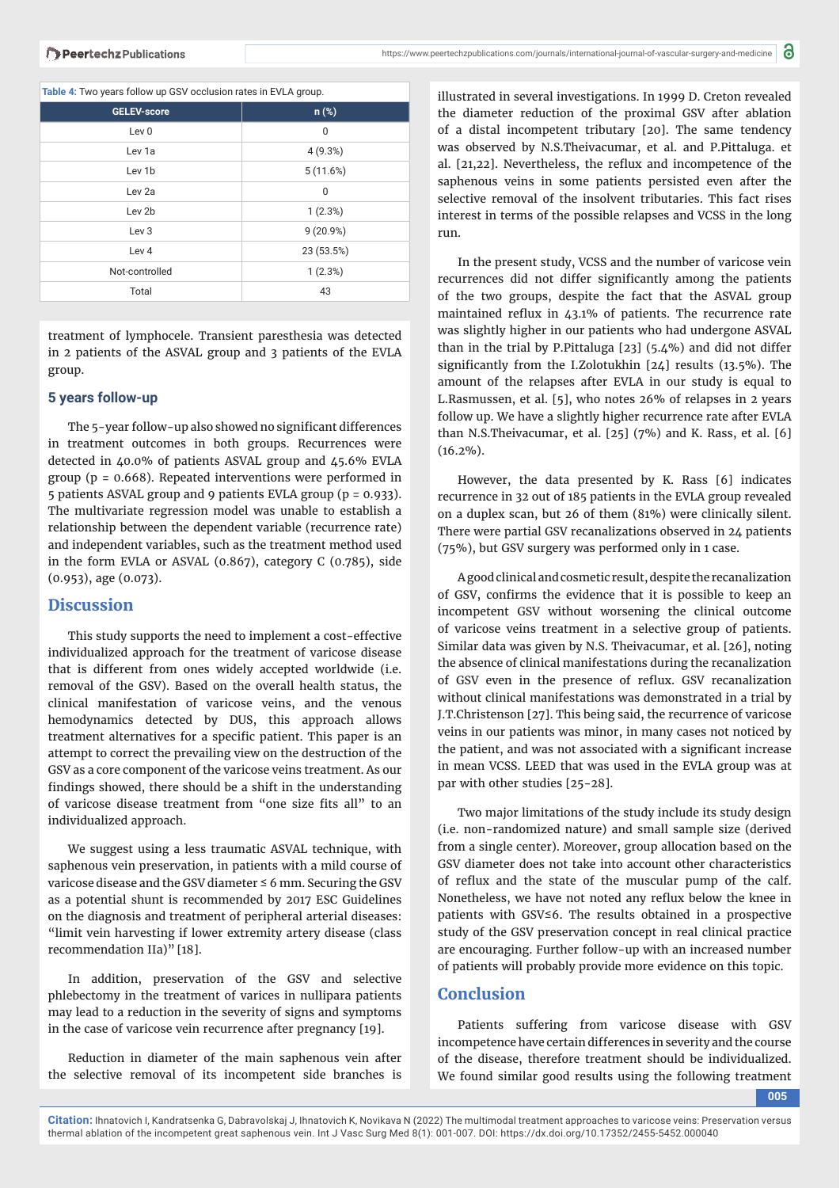Table 4: Two years follow up GSV occlusion rates in EVLA group.

| GELEV-score | n (%) |
|---|---|
| Lev 0 | 0 |
| Lev 1a | 4 (9.3%) |
| Lev 1b | 5 (11.6%) |
| Lev 2a | 0 |
| Lev 2b | 1 (2.3%) |
| Lev 3 | 9 (20.9%) |
| Lev 4 | 23 (53.5%) |
| Not-controlled | 1 (2.3%) |
| Total | 43 |

treatment of lymphocele. Transient paresthesia was detected in 2 patients of the ASVAL group and 3 patients of the EVLA group.

### 5 years follow-up

The 5-year follow-up also showed no significant differences in treatment outcomes in both groups. Recurrences were detected in 40.0% of patients ASVAL group and 45.6% EVLA group ($p = 0.668$). Repeated interventions were performed in 5 patients ASVAL group and 9 patients EVLA group ($p = 0.933$). The multivariate regression model was unable to establish a relationship between the dependent variable (recurrence rate) and independent variables, such as the treatment method used in the form EVLA or ASVAL (0.867), category C (0.785), side (0.953), age (0.073).

## Discussion

This study supports the need to implement a cost-effective individualized approach for the treatment of varicose disease that is different from ones widely accepted worldwide (i.e. removal of the GSV). Based on the overall health status, the clinical manifestation of varicose veins, and the venous hemodynamics detected by DUS, this approach allows treatment alternatives for a specific patient. This paper is an attempt to correct the prevailing view on the destruction of the GSV as a core component of the varicose veins treatment. As our findings showed, there should be a shift in the understanding of varicose disease treatment from “one size fits all” to an individualized approach.

We suggest using a less traumatic ASVAL technique, with saphenous vein preservation, in patients with a mild course of varicose disease and the GSV diameter ≤ 6 mm. Securing the GSV as a potential shunt is recommended by 2017 ESC Guidelines on the diagnosis and treatment of peripheral arterial diseases: “limit vein harvesting if lower extremity artery disease (class recommendation IIa)” [18].

In addition, preservation of the GSV and selective phlebectomy in the treatment of varices in nullipara patients may lead to a reduction in the severity of signs and symptoms in the case of varicose vein recurrence after pregnancy [19].

Reduction in diameter of the main saphenous vein after the selective removal of its incompetent side branches is illustrated in several investigations. In 1999 D. Creton revealed the diameter reduction of the proximal GSV after ablation of a distal incompetent tributary [20]. The same tendency was observed by N.S.Theivacumar, et al. and P.Pittaluga. et al. [21,22]. Nevertheless, the reflux and incompetence of the saphenous veins in some patients persisted even after the selective removal of the insolvent tributaries. This fact rises interest in terms of the possible relapses and VCSS in the long run.

In the present study, VCSS and the number of varicose vein recurrences did not differ significantly among the patients of the two groups, despite the fact that the ASVAL group maintained reflux in 43.1% of patients. The recurrence rate was slightly higher in our patients who had undergone ASVAL than in the trial by P.Pittaluga [23] (5.4%) and did not differ significantly from the I.Zolotukhin [24] results (13.5%). The amount of the relapses after EVLA in our study is equal to L.Rasmussen, et al. [5], who notes 26% of relapses in 2 years follow up. We have a slightly higher recurrence rate after EVLA than N.S.Theivacumar, et al. [25] (7%) and K. Rass, et al. [6] (16.2%).

However, the data presented by K. Rass [6] indicates recurrence in 32 out of 185 patients in the EVLA group revealed on a duplex scan, but 26 of them (81%) were clinically silent. There were partial GSV recanalizations observed in 24 patients (75%), but GSV surgery was performed only in 1 case.

A good clinical and cosmetic result, despite the recanalization of GSV, confirms the evidence that it is possible to keep an incompetent GSV without worsening the clinical outcome of varicose veins treatment in a selective group of patients. Similar data was given by N.S. Theivacumar, et al. [26], noting the absence of clinical manifestations during the recanalization of GSV even in the presence of reflux. GSV recanalization without clinical manifestations was demonstrated in a trial by J.T.Christenson [27]. This being said, the recurrence of varicose veins in our patients was minor, in many cases not noticed by the patient, and was not associated with a significant increase in mean VCSS. LEED that was used in the EVLA group was at par with other studies [25-28].

Two major limitations of the study include its study design (i.e. non-randomized nature) and small sample size (derived from a single center). Moreover, group allocation based on the GSV diameter does not take into account other characteristics of reflux and the state of the muscular pump of the calf. Nonetheless, we have not noted any reflux below the knee in patients with GSV≤6. The results obtained in a prospective study of the GSV preservation concept in real clinical practice are encouraging. Further follow-up with an increased number of patients will probably provide more evidence on this topic.

## Conclusion

Patients suffering from varicose disease with GSV incompetence have certain differences in severity and the course of the disease, therefore treatment should be individualized. We found similar good results using the following treatment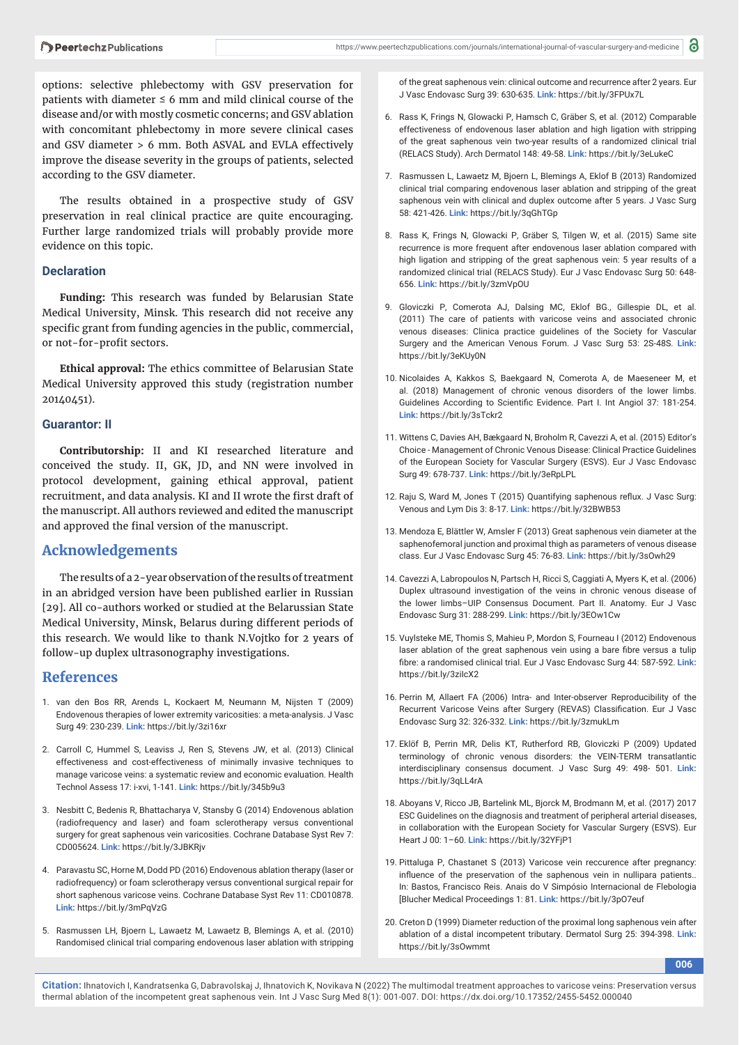options: selective phlebectomy with GSV preservation for patients with diameter ≤ 6 mm and mild clinical course of the disease and/or with mostly cosmetic concerns; and GSV ablation with concomitant phlebectomy in more severe clinical cases and GSV diameter > 6 mm. Both ASVAL and EVLA effectively improve the disease severity in the groups of patients, selected according to the GSV diameter.

The results obtained in a prospective study of GSV preservation in real clinical practice are quite encouraging. Further large randomized trials will probably provide more evidence on this topic.

### Declaration

**Funding:** This research was funded by Belarusian State Medical University, Minsk. This research did not receive any specific grant from funding agencies in the public, commercial, or not-for-profit sectors.

**Ethical approval:** The ethics committee of Belarusian State Medical University approved this study (registration number 20140451).

### Guarantor: II

**Contributorship:** II and KI researched literature and conceived the study. II, GK, JD, and NN were involved in protocol development, gaining ethical approval, patient recruitment, and data analysis. KI and II wrote the first draft of the manuscript. All authors reviewed and edited the manuscript and approved the final version of the manuscript.

## Acknowledgements

The results of a 2-year observation of the results of treatment in an abridged version have been published earlier in Russian [29]. All co-authors worked or studied at the Belarusian State Medical University, Minsk, Belarus during different periods of this research. We would like to thank N.Vojtko for 2 years of follow-up duplex ultrasonography investigations.

## References

1. van den Bos RR, Arends L, Kockaert M, Neumann M, Nijsten T (2009) Endovenous therapies of lower extremity varicosities: a meta-analysis. J Vasc Surg 49: 230-239. **Link:** https://bit.ly/3zi16xr

2. Carroll C, Hummel S, Leaviss J, Ren S, Stevens JW, et al. (2013) Clinical effectiveness and cost-effectiveness of minimally invasive techniques to manage varicose veins: a systematic review and economic evaluation. Health Technol Assess 17: i-xvi, 1-141. **Link:** https://bit.ly/345b9u3

3. Nesbitt C, Bedenis R, Bhattacharya V, Stansby G (2014) Endovenous ablation (radiofrequency and laser) and foam sclerotherapy versus conventional surgery for great saphenous vein varicosities. Cochrane Database Syst Rev 7: CD005624. **Link:** https://bit.ly/3JBKRjv

4. Paravastu SC, Horne M, Dodd PD (2016) Endovenous ablation therapy (laser or radiofrequency) or foam sclerotherapy versus conventional surgical repair for short saphenous varicose veins. Cochrane Database Syst Rev 11: CD010878. **Link:** https://bit.ly/3mPqVzG

5. Rasmussen LH, Bjoern L, Lawaetz M, Lawaetz B, Blemings A, et al. (2010) Randomised clinical trial comparing endovenous laser ablation with stripping of the great saphenous vein: clinical outcome and recurrence after 2 years. Eur J Vasc Endovasc Surg 39: 630-635. **Link:** https://bit.ly/3FPUx7L

6. Rass K, Frings N, Glowacki P, Hamsch C, Gräber S, et al. (2012) Comparable effectiveness of endovenous laser ablation and high ligation with stripping of the great saphenous vein two-year results of a randomized clinical trial (RELACS Study). Arch Dermatol 148: 49-58. **Link:** https://bit.ly/3eLukeC

7. Rasmussen L, Lawaetz M, Bjoern L, Blemings A, Eklof B (2013) Randomized clinical trial comparing endovenous laser ablation and stripping of the great saphenous vein with clinical and duplex outcome after 5 years. J Vasc Surg 58: 421-426. **Link:** https://bit.ly/3qGhTGp

8. Rass K, Frings N, Glowacki P, Gräber S, Tilgen W, et al. (2015) Same site recurrence is more frequent after endovenous laser ablation compared with high ligation and stripping of the great saphenous vein: 5 year results of a randomized clinical trial (RELACS Study). Eur J Vasc Endovasc Surg 50: 648-656. **Link:** https://bit.ly/3zmVpOU

9. Gloviczki P, Comerota AJ, Dalsing MC, Eklof BG., Gillespie DL, et al. (2011) The care of patients with varicose veins and associated chronic venous diseases: Clinica practice guidelines of the Society for Vascular Surgery and the American Venous Forum. J Vasc Surg 53: 2S-48S. **Link:** https://bit.ly/3eKUy0N

10. Nicolaides A, Kakkos S, Baekgaard N, Comerota A, de Maeseneer M, et al. (2018) Management of chronic venous disorders of the lower limbs. Guidelines According to Scientific Evidence. Part I. Int Angiol 37: 181-254. **Link:** https://bit.ly/3sTckr2

11. Wittens C, Davies AH, Bækgaard N, Broholm R, Cavezzi A, et al. (2015) Editor's Choice - Management of Chronic Venous Disease: Clinical Practice Guidelines of the European Society for Vascular Surgery (ESVS). Eur J Vasc Endovasc Surg 49: 678-737. **Link:** https://bit.ly/3eRpLPL

12. Raju S, Ward M, Jones T (2015) Quantifying saphenous reflux. J Vasc Surg: Venous and Lym Dis 3: 8-17. **Link:** https://bit.ly/32BWB53

13. Mendoza E, Blättler W, Amsler F (2013) Great saphenous vein diameter at the saphenofemoral junction and proximal thigh as parameters of venous disease class. Eur J Vasc Endovasc Surg 45: 76-83. **Link:** https://bit.ly/3sOwh29

14. Cavezzi A, Labropoulos N, Partsch H, Ricci S, Caggiati A, Myers K, et al. (2006) Duplex ultrasound investigation of the veins in chronic venous disease of the lower limbs–UIP Consensus Document. Part II. Anatomy. Eur J Vasc Endovasc Surg 31: 288-299. **Link:** https://bit.ly/3EOw1Cw

15. Vuylsteke ME, Thomis S, Mahieu P, Mordon S, Fourneau I (2012) Endovenous laser ablation of the great saphenous vein using a bare fibre versus a tulip fibre: a randomised clinical trial. Eur J Vasc Endovasc Surg 44: 587-592. **Link:** https://bit.ly/3zilcX2

16. Perrin M, Allaert FA (2006) Intra- and Inter-observer Reproducibility of the Recurrent Varicose Veins after Surgery (REVAS) Classification. Eur J Vasc Endovasc Surg 32: 326-332. **Link:** https://bit.ly/3zmukLm

17. Eklöf B, Perrin MR, Delis KT, Rutherford RB, Gloviczki P (2009) Updated terminology of chronic venous disorders: the VEIN-TERM transatlantic interdisciplinary consensus document. J Vasc Surg 49: 498- 501. **Link:** https://bit.ly/3qLL4rA

18. Aboyans V, Ricco JB, Bartelink ML, Bjorck M, Brodmann M, et al. (2017) 2017 ESC Guidelines on the diagnosis and treatment of peripheral arterial diseases, in collaboration with the European Society for Vascular Surgery (ESVS). Eur Heart J 00: 1–60. **Link:** https://bit.ly/32YFjP1

19. Pittaluga P, Chastanet S (2013) Varicose vein reccurence after pregnancy: influence of the preservation of the saphenous vein in nullipara patients.. In: Bastos, Francisco Reis. Anais do V Simpósio Internacional de Flebologia [Blucher Medical Proceedings 1: 81. **Link:** https://bit.ly/3pO7euf

20. Creton D (1999) Diameter reduction of the proximal long saphenous vein after ablation of a distal incompetent tributary. Dermatol Surg 25: 394-398. **Link:** https://bit.ly/3sOwmmt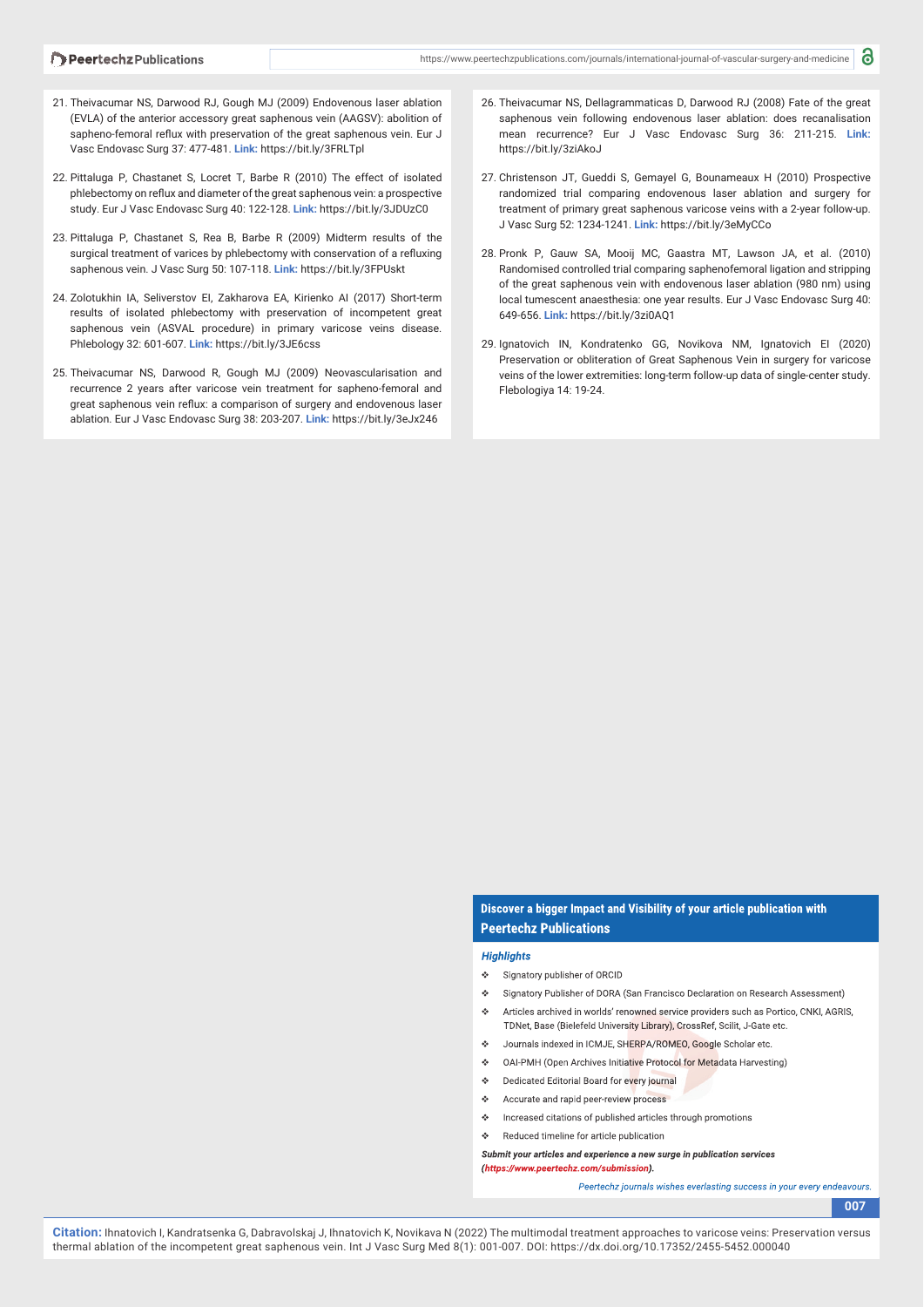21. Theivacumar NS, Darwood RJ, Gough MJ (2009) Endovenous laser ablation (EVLA) of the anterior accessory great saphenous vein (AAGSV): abolition of sapheno-femoral reflux with preservation of the great saphenous vein. Eur J Vasc Endovasc Surg 37: 477-481. **Link:** https://bit.ly/3FRLTpl

22. Pittaluga P, Chastanet S, Locret T, Barbe R (2010) The effect of isolated phlebectomy on reflux and diameter of the great saphenous vein: a prospective study. Eur J Vasc Endovasc Surg 40: 122-128. **Link:** https://bit.ly/3JDUzC0

23. Pittaluga P, Chastanet S, Rea B, Barbe R (2009) Midterm results of the surgical treatment of varices by phlebectomy with conservation of a refluxing saphenous vein. J Vasc Surg 50: 107-118. **Link:** https://bit.ly/3FPUskt

24. Zolotukhin IA, Seliverstov EI, Zakharova EA, Kirienko AI (2017) Short-term results of isolated phlebectomy with preservation of incompetent great saphenous vein (ASVAL procedure) in primary varicose veins disease. Phlebology 32: 601-607. **Link:** https://bit.ly/3JE6css

25. Theivacumar NS, Darwood R, Gough MJ (2009) Neovascularisation and recurrence 2 years after varicose vein treatment for sapheno-femoral and great saphenous vein reflux: a comparison of surgery and endovenous laser ablation. Eur J Vasc Endovasc Surg 38: 203-207. **Link:** https://bit.ly/3eJx246

26. Theivacumar NS, Dellagrammaticas D, Darwood RJ (2008) Fate of the great saphenous vein following endovenous laser ablation: does recanalisation mean recurrence? Eur J Vasc Endovasc Surg 36: 211-215. **Link:** https://bit.ly/3ziAkoJ

27. Christenson JT, Gueddi S, Gemayel G, Bounameaux H (2010) Prospective randomized trial comparing endovenous laser ablation and surgery for treatment of primary great saphenous varicose veins with a 2-year follow-up. J Vasc Surg 52: 1234-1241. **Link:** https://bit.ly/3eMyCCo

28. Pronk P, Gauw SA, Mooij MC, Gaastra MT, Lawson JA, et al. (2010) Randomised controlled trial comparing saphenofemoral ligation and stripping of the great saphenous vein with endovenous laser ablation (980 nm) using local tumescent anaesthesia: one year results. Eur J Vasc Endovasc Surg 40: 649-656. **Link:** https://bit.ly/3zi0AQ1

29. Ignatovich IN, Kondratenko GG, Novikova NM, Ignatovich EI (2020) Preservation or obliteration of Great Saphenous Vein in surgery for varicose veins of the lower extremities: long-term follow-up data of single-center study. Flebologiya 14: 19-24.

**Discover a bigger Impact and Visibility of your article publication with Peertechz Publications**

***Highlights***

- Signatory publisher of ORCID
- Signatory Publisher of DORA (San Francisco Declaration on Research Assessment)
- Articles archived in worlds' renowned service providers such as Portico, CNKI, AGRIS, TDNet, Base (Bielefeld University Library), CrossRef, Scilit, J-Gate etc.
- Journals indexed in ICMJE, SHERPA/ROMEO, Google Scholar etc.
- OAI-PMH (Open Archives Initiative Protocol for Metadata Harvesting)
- Dedicated Editorial Board for every journal
- Accurate and rapid peer-review process
- Increased citations of published articles through promotions
- Reduced timeline for article publication

***Submit your articles and experience a new surge in publication services (https://www.peertechz.com/submission).***

*Peertechz journals wishes everlasting success in your every endeavours.*

**Citation:** Ihnatovich I, Kandratsenka G, Dabravolskaj J, Ihnatovich K, Novikava N (2022) The multimodal treatment approaches to varicose veins: Preservation versus thermal ablation of the incompetent great saphenous vein. Int J Vasc Surg Med 8(1): 001-007. DOI: https://dx.doi.org/10.17352/2455-5452.000040